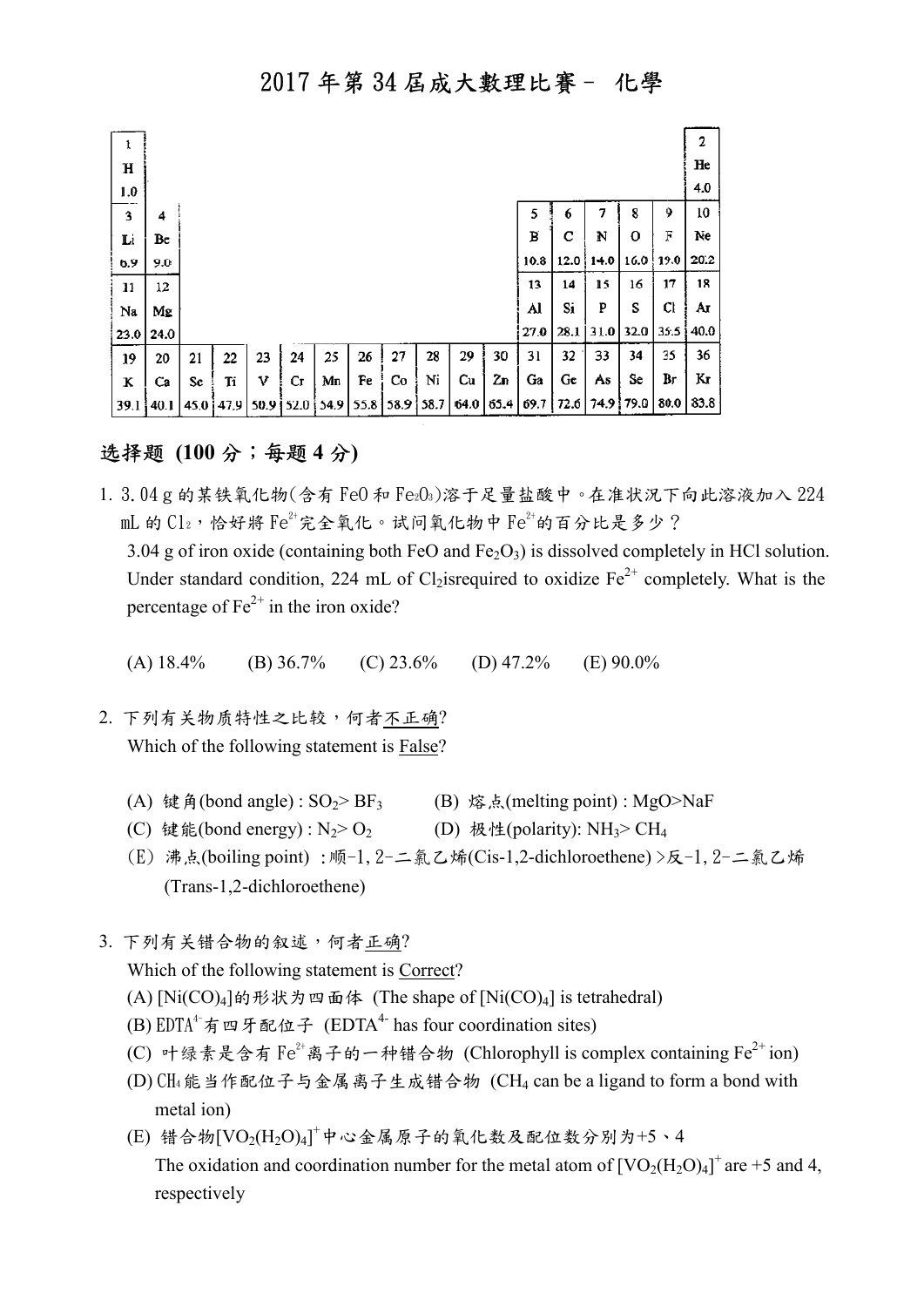# 2017 年第 34 届成大數理比賽－ 化學

| 1<br>H<br>1.0 | | | | | | | | | | | | | | | | | 2<br>He<br>4.0 |
|---|---|---|---|---|---|---|---|---|---|---|---|---|---|---|---|---|---|
| 3<br>Li<br>6.9 | 4<br>Be<br>9.0 | | | | | | | | | | | 5<br>B<br>10.8 | 6<br>C<br>12.0 | 7<br>N<br>14.0 | 8<br>O<br>16.0 | 9<br>F<br>19.0 | 10<br>Ne<br>20.2 |
| 11<br>Na<br>23.0 | 12<br>Mg<br>24.0 | | | | | | | | | | | 13<br>Al<br>27.0 | 14<br>Si<br>28.1 | 15<br>P<br>31.0 | 16<br>S<br>32.0 | 17<br>Cl<br>35.5 | 18<br>Ar<br>40.0 |
| 19<br>K<br>39.1 | 20<br>Ca<br>40.1 | 21<br>Sc<br>45.0 | 22<br>Ti<br>47.9 | 23<br>V<br>50.9 | 24<br>Cr<br>52.0 | 25<br>Mn<br>54.9 | 26<br>Fe<br>55.8 | 27<br>Co<br>58.9 | 28<br>Ni<br>58.7 | 29<br>Cu<br>64.0 | 30<br>Zn<br>65.4 | 31<br>Ga<br>69.7 | 32<br>Ge<br>72.6 | 33<br>As<br>74.9 | 34<br>Se<br>79.0 | 35<br>Br<br>80.0 | 36<br>Kr<br>83.8 |

## 选择题 (100 分；每题 4 分)

1. 3.04 g 的某铁氧化物(含有 FeO 和 $Fe_2O_3$)溶于足量盐酸中。在准状况下向此溶液加入 224 mL 的 $Cl_2$，恰好將 $Fe^{2+}$完全氧化。试问氧化物中 $Fe^{2+}$的百分比是多少？

   3.04 g of iron oxide (containing both FeO and $Fe_2O_3$) is dissolved completely in HCl solution. Under standard condition, 224 mL of $Cl_2$isrequired to oxidize $Fe^{2+}$ completely. What is the percentage of $Fe^{2+}$ in the iron oxide?

   (A) 18.4%　(B) 36.7%　(C) 23.6%　(D) 47.2%　(E) 90.0%

2. 下列有关物质特性之比较，何者不正确?

   Which of the following statement is False?

   (A) 键角(bond angle) : $SO_2$> $BF_3$　(B) 熔点(melting point) : MgO>NaF

   (C) 键能(bond energy) : $N_2$> $O_2$　(D) 极性(polarity): $NH_3$> $CH_4$

   (E) 沸点(boiling point) : 顺-1, 2-二氯乙烯(Cis-1,2-dichloroethene) >反-1, 2-二氯乙烯 (Trans-1,2-dichloroethene)

3. 下列有关错合物的叙述，何者正确?

   Which of the following statement is Correct?

   (A) $[Ni(CO)_4]$的形狀为四面体 (The shape of $[Ni(CO)_4]$ is tetrahedral)

   (B) $EDTA^{4-}$有四牙配位子 ($EDTA^{4-}$ has four coordination sites)

   (C) 叶绿素是含有 $Fe^{2+}$离子的一种错合物 (Chlorophyll is complex containing $Fe^{2+}$ ion)

   (D) $CH_4$能当作配位子与金属离子生成错合物 ($CH_4$ can be a ligand to form a bond with metal ion)

   (E) 错合物$[VO_2(H_2O)_4]^+$中心金属原子的氧化数及配位数分别为+5、4

   The oxidation and coordination number for the metal atom of $[VO_2(H_2O)_4]^+$ are +5 and 4, respectively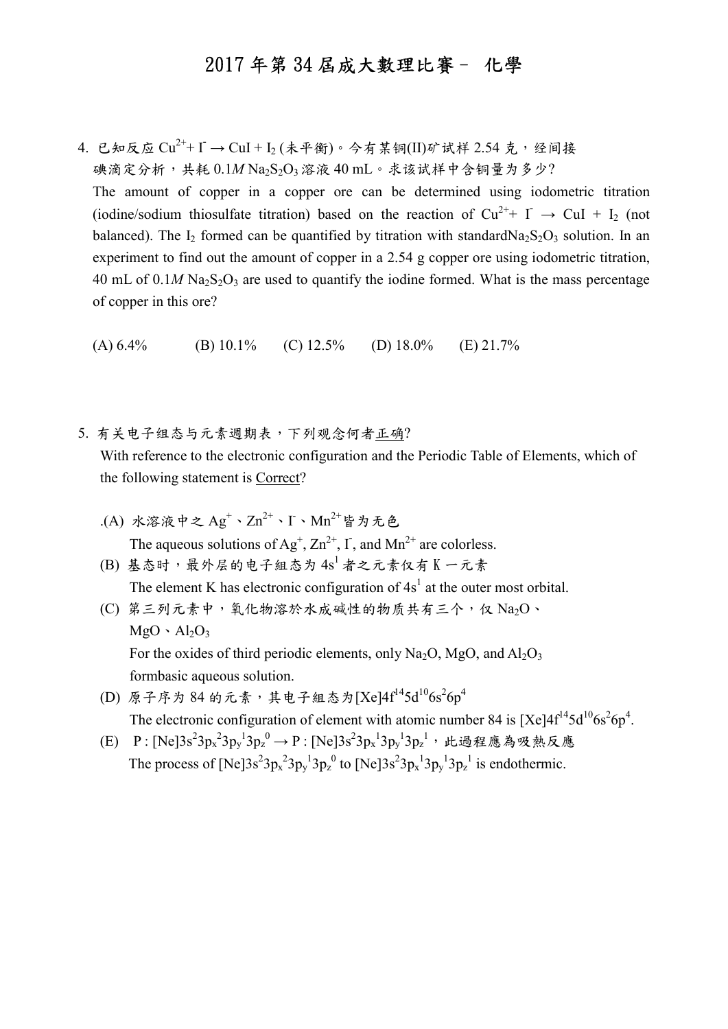# 2017 年第 34 屆成大數理比賽－ 化學

4. 已知反应 $Cu^{2+}$+ $I^-$ → CuI + $I_2$ (未平衡)。今有某铜(II)矿试样 2.54 克，经间接碘滴定分析，共耗 0.1*M* $Na_2S_2O_3$ 溶液 40 mL。求该试样中含铜量为多少?

   The amount of copper in a copper ore can be determined using iodometric titration (iodine/sodium thiosulfate titration) based on the reaction of $Cu^{2+}$+ $I^-$ → CuI + $I_2$ (not balanced). The $I_2$ formed can be quantified by titration with standard$Na_2S_2O_3$ solution. In an experiment to find out the amount of copper in a 2.54 g copper ore using iodometric titration, 40 mL of 0.1*M* $Na_2S_2O_3$ are used to quantify the iodine formed. What is the mass percentage of copper in this ore?

   (A) 6.4% (B) 10.1% (C) 12.5% (D) 18.0% (E) 21.7%

5. 有关电子组态与元素週期表，下列观念何者<u>正确</u>?

   With reference to the electronic configuration and the Periodic Table of Elements, which of the following statement is <u>Correct</u>?

   .(A) 水溶液中之 $Ag^+$、$Zn^{2+}$、$I^-$、$Mn^{2+}$皆为无色

   The aqueous solutions of $Ag^+$, $Zn^{2+}$, $I^-$, and $Mn^{2+}$ are colorless.

   (B) 基态时，最外层的电子組态为 $4s^1$ 者之元素仅有 K 一元素

   The element K has electronic configuration of $4s^1$ at the outer most orbital.

   (C) 第三列元素中，氧化物溶於水成碱性的物质共有三个，仅 $Na_2O$、$MgO$、$Al_2O_3$

   For the oxides of third periodic elements, only $Na_2O$, MgO, and $Al_2O_3$ formbasic aqueous solution.

   (D) 原子序为 84 的元素，其电子組态为[Xe]$4f^{14}5d^{10}6s^26p^4$

   The electronic configuration of element with atomic number 84 is [Xe]$4f^{14}5d^{10}6s^26p^4$.

   (E) P : [Ne]$3s^23p_x^23p_y^13p_z^0$ → P : [Ne]$3s^23p_x^13p_y^13p_z^1$，此過程應為吸熱反應

   The process of [Ne]$3s^23p_x^23p_y^13p_z^0$ to [Ne]$3s^23p_x^13p_y^13p_z^1$ is endothermic.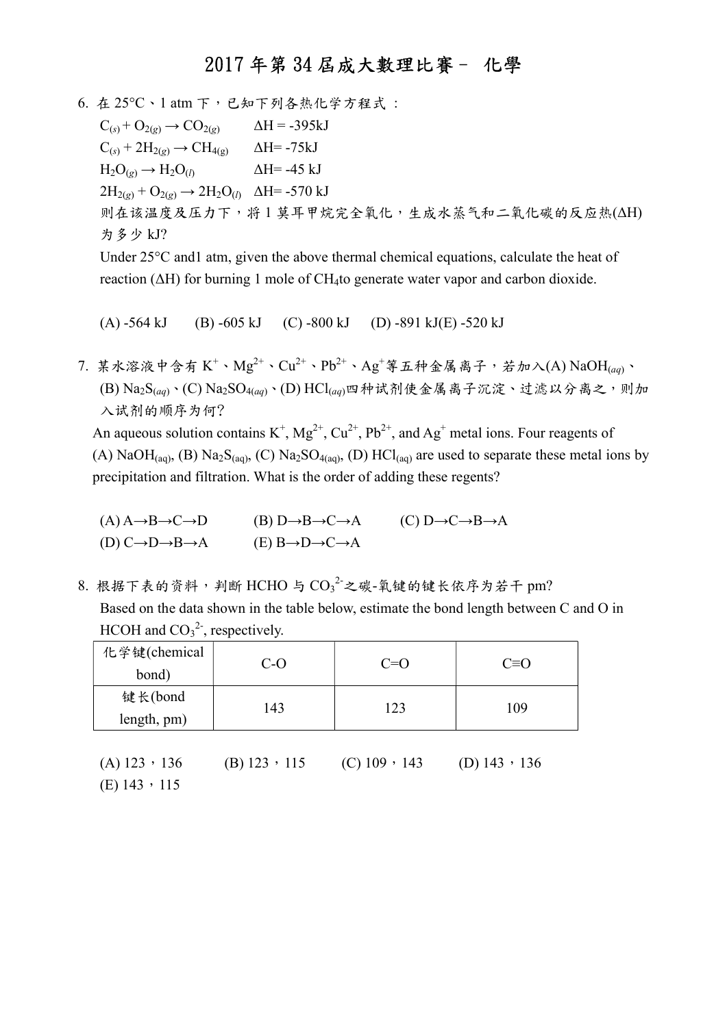# 2017 年第 34 届成大數理比賽－ 化學

6. 在 25°C、1 atm 下，已知下列各热化学方程式：

   $C_{(s)} + O_{2(g)} \rightarrow CO_{2(g)}$　　$\Delta H = -395kJ$

   $C_{(s)} + 2H_{2(g)} \rightarrow CH_{4(g)}$　　$\Delta H = -75kJ$

   $H_2O_{(g)} \rightarrow H_2O_{(l)}$　　$\Delta H = -45\ kJ$

   $2H_{2(g)} + O_{2(g)} \rightarrow 2H_2O_{(l)}$　　$\Delta H = -570\ kJ$

   则在该温度及压力下，将 1 莫耳甲烷完全氧化，生成水蒸气和二氧化碳的反应热($\Delta H$)为多少 kJ?

   Under 25°C and1 atm, given the above thermal chemical equations, calculate the heat of reaction ($\Delta H$) for burning 1 mole of $CH_4$to generate water vapor and carbon dioxide.

   (A) -564 kJ　(B) -605 kJ　(C) -800 kJ　(D) -891 kJ(E) -520 kJ

7. 某水溶液中含有 $K^+$、$Mg^{2+}$、$Cu^{2+}$、$Pb^{2+}$、$Ag^+$等五种金属离子，若加入(A) $NaOH_{(aq)}$、(B) $Na_2S_{(aq)}$、(C) $Na_2SO_{4(aq)}$、(D) $HCl_{(aq)}$四种试剂使金属离子沉淀、过滤以分离之，则加入试剂的顺序为何?

   An aqueous solution contains $K^+$, $Mg^{2+}$, $Cu^{2+}$, $Pb^{2+}$, and $Ag^+$ metal ions. Four reagents of (A) $NaOH_{(aq)}$, (B) $Na_2S_{(aq)}$, (C) $Na_2SO_{4(aq)}$, (D) $HCl_{(aq)}$ are used to separate these metal ions by precipitation and filtration. What is the order of adding these regents?

   (A) A→B→C→D　(B) D→B→C→A　(C) D→C→B→A
   (D) C→D→B→A　(E) B→D→C→A

8. 根据下表的资料，判断 HCHO 与 $CO_3^{2-}$之碳-氧键的键长依序为若干 pm?

   Based on the data shown in the table below, estimate the bond length between C and O in HCOH and $CO_3^{2-}$, respectively.

| 化学键(chemical bond) | C-O | C=O | C≡O |
| --- | --- | --- | --- |
| 键长(bond length, pm) | 143 | 123 | 109 |

   (A) 123，136　(B) 123，115　(C) 109，143　(D) 143，136
   (E) 143，115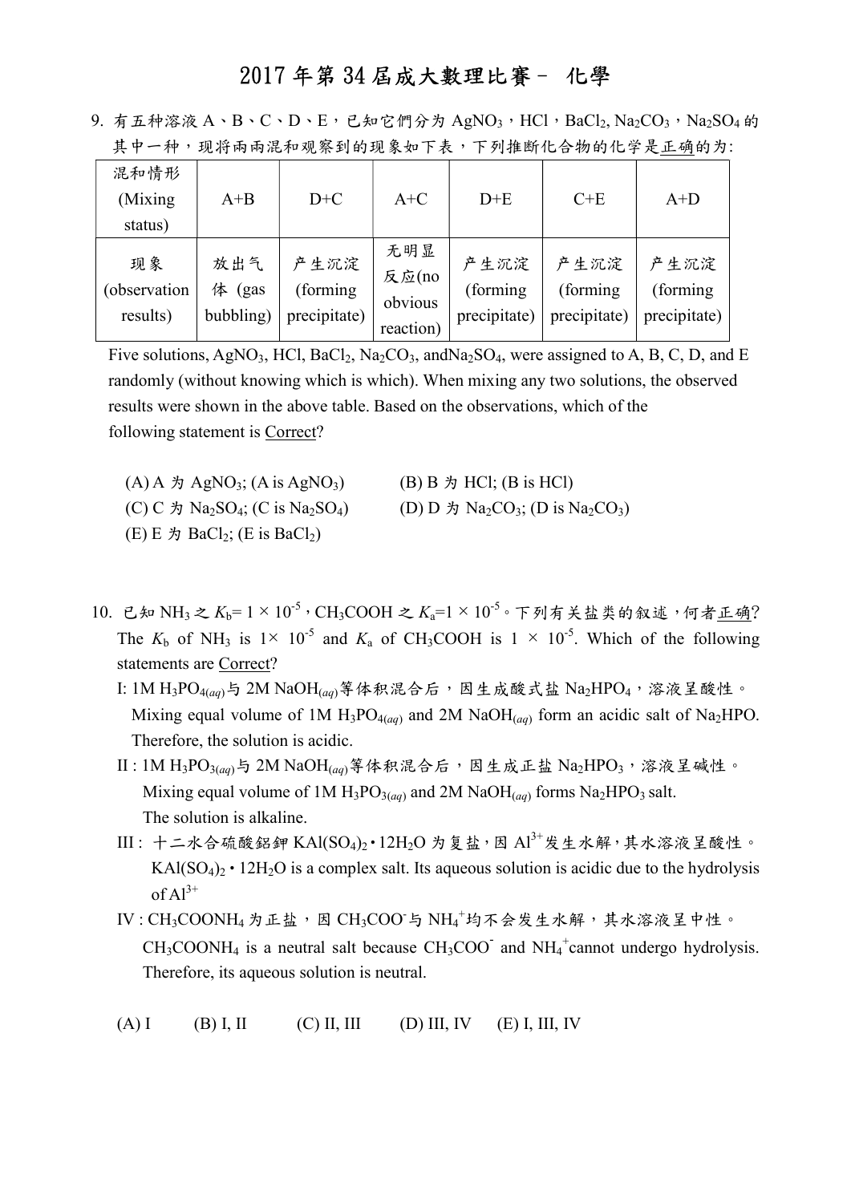# 2017 年第 34 屆成大數理比賽－ 化學

9. 有五种溶液 A、B、C、D、E，已知它們分为 $AgNO_3$，HCl，$BaCl_2$, $Na_2CO_3$，$Na_2SO_4$ 的其中一种，现将两两混和观察到的现象如下表，下列推断化合物的化学是正确的为:

| 混和情形 (Mixing status) | A+B | D+C | A+C | D+E | C+E | A+D |
|---|---|---|---|---|---|---|
| 现象 (observation results) | 放出气体 (gas bubbling) | 产生沉淀 (forming precipitate) | 无明显反应(no obvious reaction) | 产生沉淀 (forming precipitate) | 产生沉淀 (forming precipitate) | 产生沉淀 (forming precipitate) |

Five solutions, $AgNO_3$, HCl, $BaCl_2$, $Na_2CO_3$, and$Na_2SO_4$, were assigned to A, B, C, D, and E randomly (without knowing which is which). When mixing any two solutions, the observed results were shown in the above table. Based on the observations, which of the following statement is Correct?

(A) A 为 $AgNO_3$; (A is $AgNO_3$)  
(B) B 为 HCl; (B is HCl)  
(C) C 为 $Na_2SO_4$; (C is $Na_2SO_4$)  
(D) D 为 $Na_2CO_3$; (D is $Na_2CO_3$)  
(E) E 为 $BaCl_2$; (E is $BaCl_2$)

10. 已知 $NH_3$ 之 $K_b= 1 \times 10^{-5}$，$CH_3COOH$ 之 $K_a=1 \times 10^{-5}$。下列有关盐类的叙述，何者正确? The $K_b$ of $NH_3$ is $1\times 10^{-5}$ and $K_a$ of $CH_3COOH$ is $1 \times 10^{-5}$. Which of the following statements are Correct?

I: 1M $H_3PO_{4(aq)}$与 2M $NaOH_{(aq)}$等体积混合后，因生成酸式盐 $Na_2HPO_4$，溶液呈酸性。Mixing equal volume of 1M $H_3PO_{4(aq)}$ and 2M $NaOH_{(aq)}$ form an acidic salt of $Na_2HPO$. Therefore, the solution is acidic.

II : 1M $H_3PO_{3(aq)}$与 2M $NaOH_{(aq)}$等体积混合后，因生成正盐 $Na_2HPO_3$，溶液呈碱性。Mixing equal volume of 1M $H_3PO_{3(aq)}$ and 2M $NaOH_{(aq)}$ forms $Na_2HPO_3$ salt. The solution is alkaline.

III : 十二水合硫酸鋁鉀 $KAl(SO_4)_2 \cdot 12H_2O$ 为复盐，因 $Al^{3+}$发生水解，其水溶液呈酸性。$KAl(SO_4)_2 \cdot 12H_2O$ is a complex salt. Its aqueous solution is acidic due to the hydrolysis of $Al^{3+}$

IV : $CH_3COONH_4$ 为正盐，因 $CH_3COO^-$与 $NH_4^+$均不会发生水解，其水溶液呈中性。$CH_3COONH_4$ is a neutral salt because $CH_3COO^-$ and $NH_4^+$cannot undergo hydrolysis. Therefore, its aqueous solution is neutral.

(A) I (B) I, II (C) II, III (D) III, IV (E) I, III, IV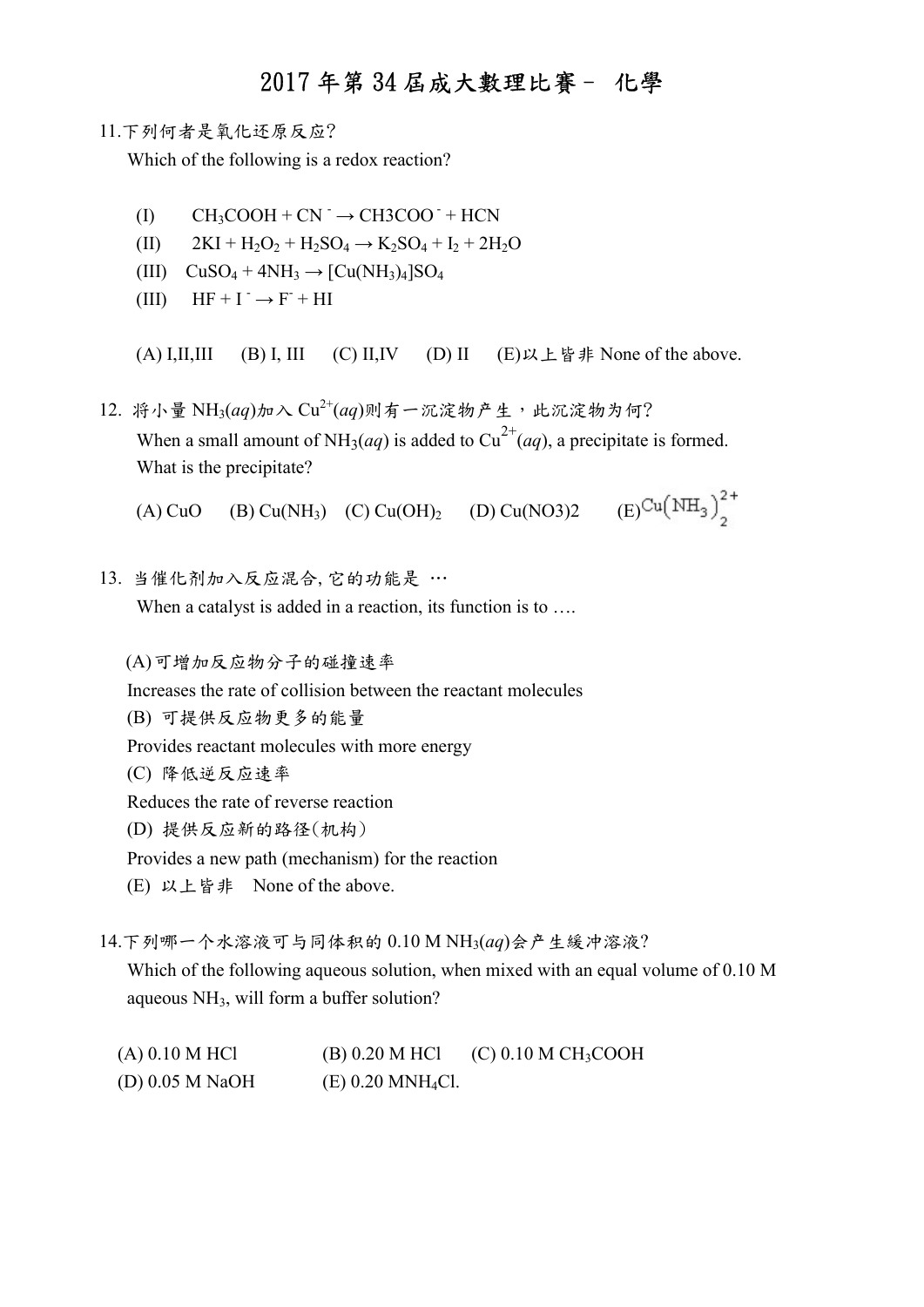# 2017 年第 34 届成大數理比賽－ 化學

11.下列何者是氧化还原反应?

Which of the following is a redox reaction?

(I) $CH_3COOH + CN^- \rightarrow CH3COO^- + HCN$

(II) $2KI + H_2O_2 + H_2SO_4 \rightarrow K_2SO_4 + I_2 + 2H_2O$

(III) $CuSO_4 + 4NH_3 \rightarrow [Cu(NH_3)_4]SO_4$

(III) $HF + I^- \rightarrow F^- + HI$

(A) I,II,III (B) I, III (C) II,IV (D) II (E)以上皆非 None of the above.

12. 将小量 $NH_3(aq)$加入 $Cu^{2+}(aq)$则有一沉淀物产生，此沉淀物为何?

When a small amount of $NH_3(aq)$ is added to $Cu^{2+}(aq)$, a precipitate is formed. What is the precipitate?

(A) CuO (B) $Cu(NH_3)$ (C) $Cu(OH)_2$ (D) Cu(NO3)2 (E) $Cu(NH_3)_2^{2+}$

13. 当催化剂加入反应混合, 它的功能是 …

When a catalyst is added in a reaction, its function is to ….

(A)可增加反应物分子的碰撞速率

Increases the rate of collision between the reactant molecules

(B) 可提供反应物更多的能量

Provides reactant molecules with more energy

(C) 降低逆反应速率

Reduces the rate of reverse reaction

(D) 提供反应新的路径(机构)

Provides a new path (mechanism) for the reaction

(E) 以上皆非 None of the above.

14.下列哪一个水溶液可与同体积的 0.10 M $NH_3(aq)$会产生緩冲溶液?

Which of the following aqueous solution, when mixed with an equal volume of 0.10 M aqueous $NH_3$, will form a buffer solution?

(A) 0.10 M HCl (B) 0.20 M HCl (C) 0.10 M $CH_3COOH$

(D) 0.05 M NaOH (E) 0.20 $MNH_4Cl$.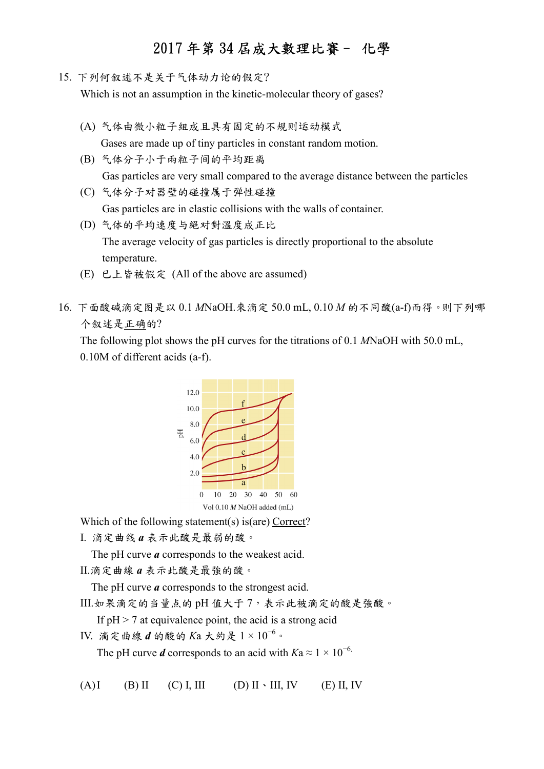# 2017 年第 34 屆成大數理比賽－ 化學

15. 下列何叙述不是关于气体动力论的假定?

Which is not an assumption in the kinetic-molecular theory of gases?

(A) 气体由微小粒子組成且具有固定的不规则运动模式
Gases are made up of tiny particles in constant random motion.

(B) 气体分子小于兩粒子间的平均距离
Gas particles are very small compared to the average distance between the particles

(C) 气体分子对器壁的碰撞属于弹性碰撞
Gas particles are in elastic collisions with the walls of container.

(D) 气体的平均速度与絕对對溫度成正比
The average velocity of gas particles is directly proportional to the absolute temperature.

(E) 已上皆被假定 (All of the above are assumed)

16. 下面酸碱滴定图是以 0.1 *M*NaOH.来滴定 50.0 mL, 0.10 *M* 的不同酸(a-f)而得。则下列哪个叙述是正确的?

The following plot shows the pH curves for the titrations of 0.1 *M*NaOH with 50.0 mL, 0.10M of different acids (a-f).

Which of the following statement(s) is(are) Correct?

I. 滴定曲线 ***a*** 表示此酸是最弱的酸。
The pH curve ***a*** corresponds to the weakest acid.

II.滴定曲線 ***a*** 表示此酸是最強的酸。
The pH curve ***a*** corresponds to the strongest acid.

III.如果滴定的当量点的 pH 值大于 7，表示此被滴定的酸是強酸。
If pH > 7 at equivalence point, the acid is a strong acid

IV. 滴定曲線 ***d*** 的酸的 *K*a 大約是 $1 \times 10^{-6}$。
The pH curve ***d*** corresponds to an acid with $Ka \approx 1 \times 10^{-6}$.

(A) I　(B) II　(C) I, III　(D) II、III, IV　(E) II, IV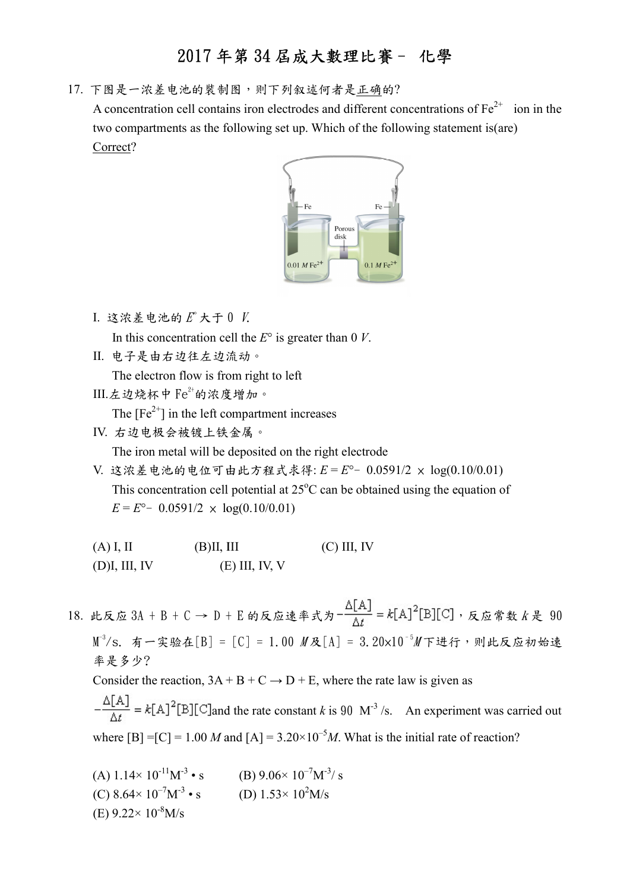# 2017 年第 34 屆成大數理比賽－ 化學

17. 下图是一浓差电池的装制图，则下列叙述何者是正确的?

A concentration cell contains iron electrodes and different concentrations of $Fe^{2+}$ ion in the two compartments as the following set up. Which of the following statement is(are) Correct?

I. 这浓差电池的 $E^\circ$ 大于 0 $V$.

In this concentration cell the $E^\circ$ is greater than 0 $V$.

II. 电子是由右边往左边流动。

The electron flow is from right to left

III. 左边烧杯中 $Fe^{2+}$的浓度增加。

The $[Fe^{2+}]$ in the left compartment increases

IV. 右边电极会被镀上铁金属。

The iron metal will be deposited on the right electrode

V. 这浓差电池的电位可由此方程式求得: $E = E^\circ - 0.0591/2 \times \log(0.10/0.01)$

This concentration cell potential at 25°C can be obtained using the equation of $E = E^\circ - 0.0591/2 \times \log(0.10/0.01)$

(A) I, II　　(B) II, III　　(C) III, IV

(D) I, III, IV　　(E) III, IV, V

18. 此反应 3A + B + C → D + E 的反应速率式为 $-\dfrac{\Delta[A]}{\Delta t} = k[A]^2[B][C]$，反应常数 $k$ 是 90 $M^{-3}/s$. 有一实验在[B] = [C] = 1.00 $M$ 及[A] = $3.20\times10^{-5} M$ 下进行，则此反应初始速率是多少?

Consider the reaction, 3A + B + C → D + E, where the rate law is given as $-\dfrac{\Delta[A]}{\Delta t} = k[A]^2[B][C]$ and the rate constant $k$ is 90 $M^{-3}/s$. An experiment was carried out where [B] =[C] = 1.00 $M$ and [A] = $3.20\times10^{-5} M$. What is the initial rate of reaction?

(A) $1.14\times10^{-11} M^{-3} \cdot s$　　(B) $9.06\times10^{-7} M^{-3}/s$

(C) $8.64\times10^{-7} M^{-3} \cdot s$　　(D) $1.53\times10^{2} M/s$

(E) $9.22\times10^{-8} M/s$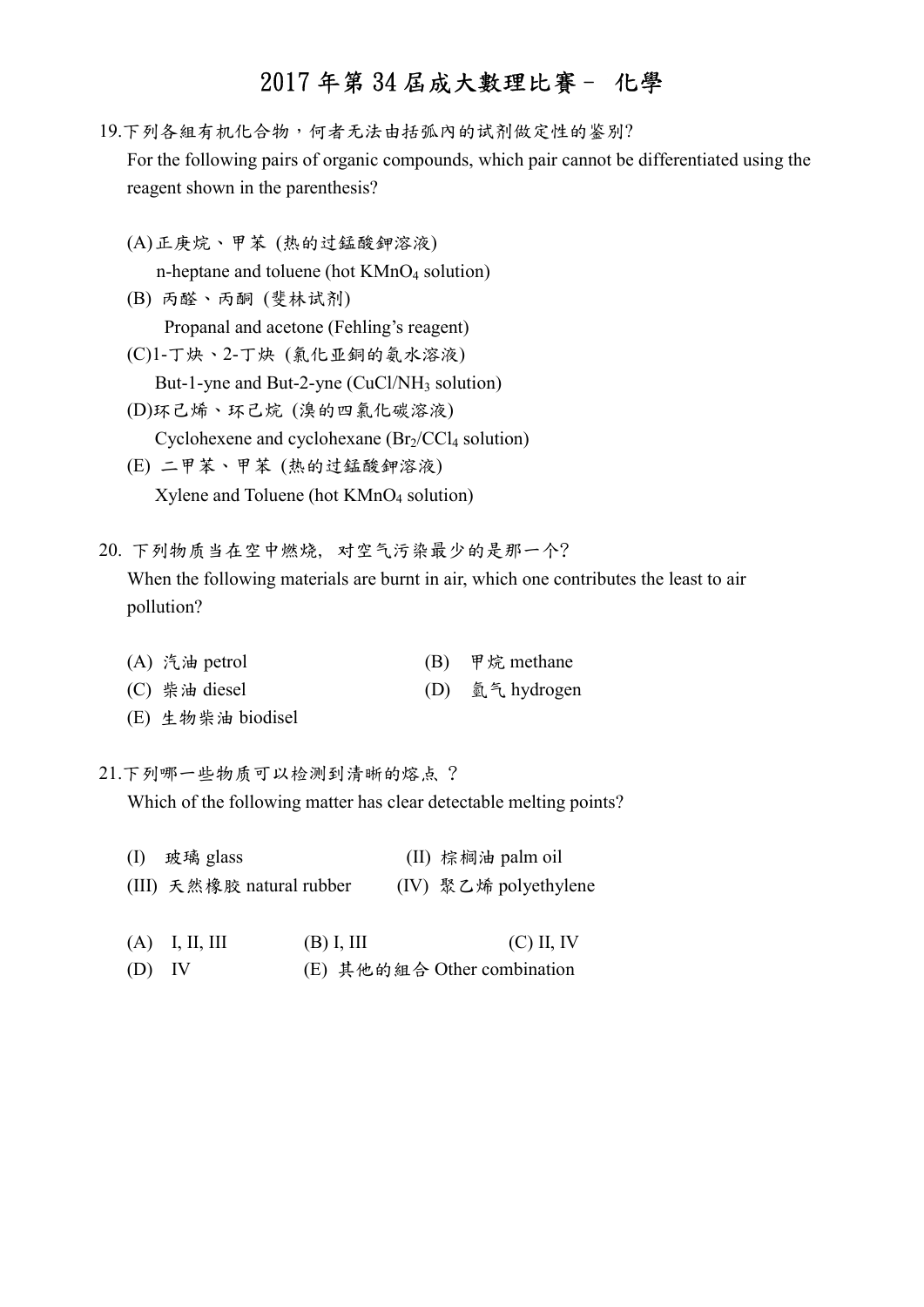# 2017 年第 34 屆成大數理比賽－ 化學

19.下列各組有机化合物，何者无法由括弧內的试剂做定性的鉴别?

For the following pairs of organic compounds, which pair cannot be differentiated using the reagent shown in the parenthesis?

(A) 正庚烷、甲苯 (热的过錳酸鉀溶液)
n-heptane and toluene (hot $KMnO_4$ solution)

(B) 丙醛、丙酮 (斐林试剂)
Propanal and acetone (Fehling's reagent)

(C)1-丁炔、2-丁炔 (氯化亚銅的氨水溶液)
But-1-yne and But-2-yne ($CuCl/NH_3$ solution)

(D)环己烯、环己烷 (溴的四氯化碳溶液)
Cyclohexene and cyclohexane ($Br_2/CCl_4$ solution)

(E) 二甲苯、甲苯 (热的过錳酸鉀溶液)
Xylene and Toluene (hot $KMnO_4$ solution)

20. 下列物质当在空中燃烧，对空气污染最少的是那一个?

When the following materials are burnt in air, which one contributes the least to air pollution?

(A) 汽油 petrol
(B) 甲烷 methane
(C) 柴油 diesel
(D) 氫气 hydrogen
(E) 生物柴油 biodisel

21.下列哪一些物质可以检测到清晰的熔点 ?

Which of the following matter has clear detectable melting points?

(I) 玻璃 glass
(II) 棕榈油 palm oil
(III) 天然橡胶 natural rubber
(IV) 聚乙烯 polyethylene

(A) I, II, III
(B) I, III
(C) II, IV
(D) IV
(E) 其他的組合 Other combination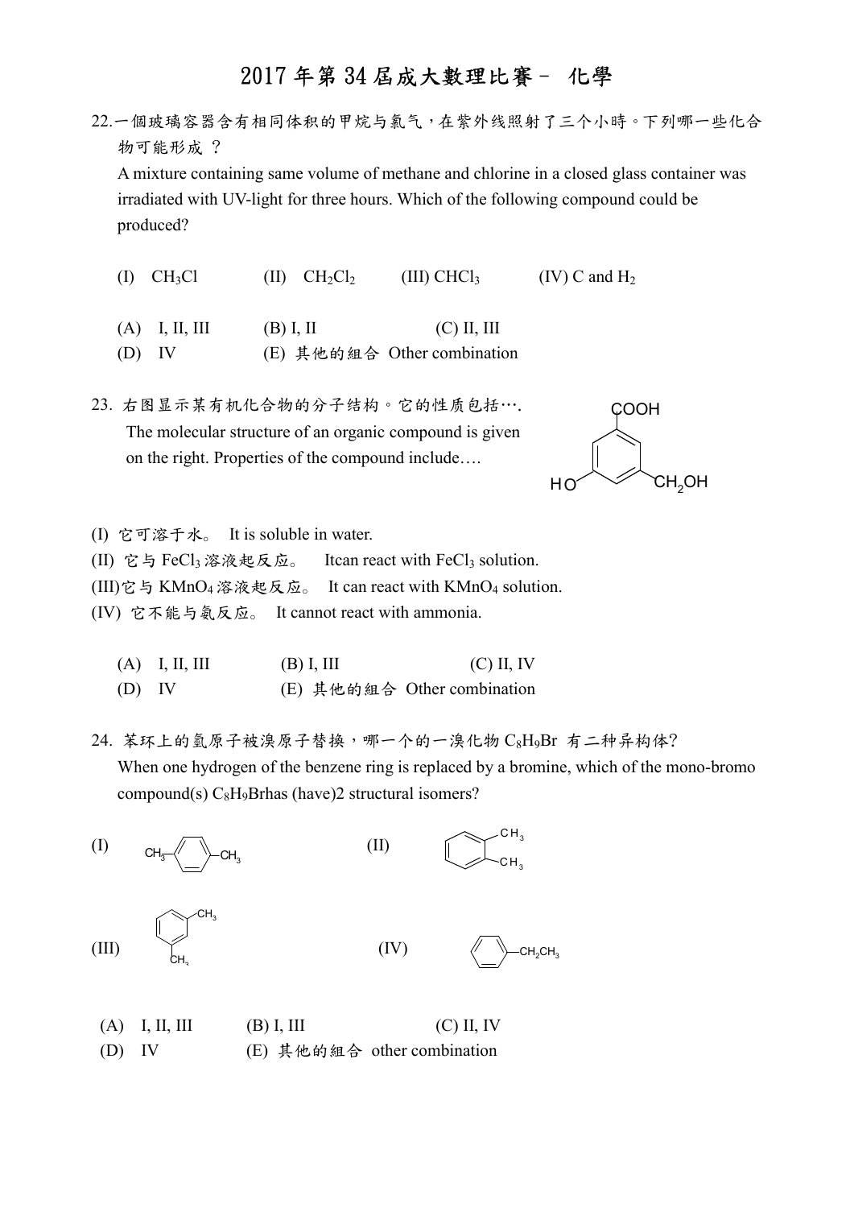# 2017 年第 34 屆成大數理比賽－ 化學

22.一個玻璃容器含有相同体积的甲烷与氯气，在紫外线照射了三个小時。下列哪一些化合物可能形成 ？

A mixture containing same volume of methane and chlorine in a closed glass container was irradiated with UV-light for three hours. Which of the following compound could be produced?

(I) $CH_3Cl$　　(II) $CH_2Cl_2$　　(III) $CHCl_3$　　(IV) C and $H_2$

(A) I, II, III　　(B) I, II　　(C) II, III

(D) IV　　(E) 其他的組合 Other combination

23. 右图显示某有机化合物的分子结构。它的性质包括….

The molecular structure of an organic compound is given on the right. Properties of the compound include….

(Structure: benzene ring with COOH, HO, and $CH_2OH$ substituents)

(I) 它可溶于水。 It is soluble in water.

(II) 它与 $FeCl_3$ 溶液起反应。 Itcan react with $FeCl_3$ solution.

(III)它与 $KMnO_4$ 溶液起反应。 It can react with $KMnO_4$ solution.

(IV) 它不能与氨反应。 It cannot react with ammonia.

(A) I, II, III　　(B) I, III　　(C) II, IV

(D) IV　　(E) 其他的組合 Other combination

24. 苯环上的氫原子被溴原子替换，哪一个的一溴化物 $C_8H_9Br$ 有二种异构体?

When one hydrogen of the benzene ring is replaced by a bromine, which of the mono-bromo compound(s) $C_8H_9Br$has (have)2 structural isomers?

(I) (p-xylene: $CH_3$–$C_6H_4$–$CH_3$)　　(II) (o-xylene)

(III) (m-xylene)　　(IV) (ethylbenzene: $C_6H_5$–$CH_2CH_3$)

(A) I, II, III　　(B) I, III　　(C) II, IV

(D) IV　　(E) 其他的組合 other combination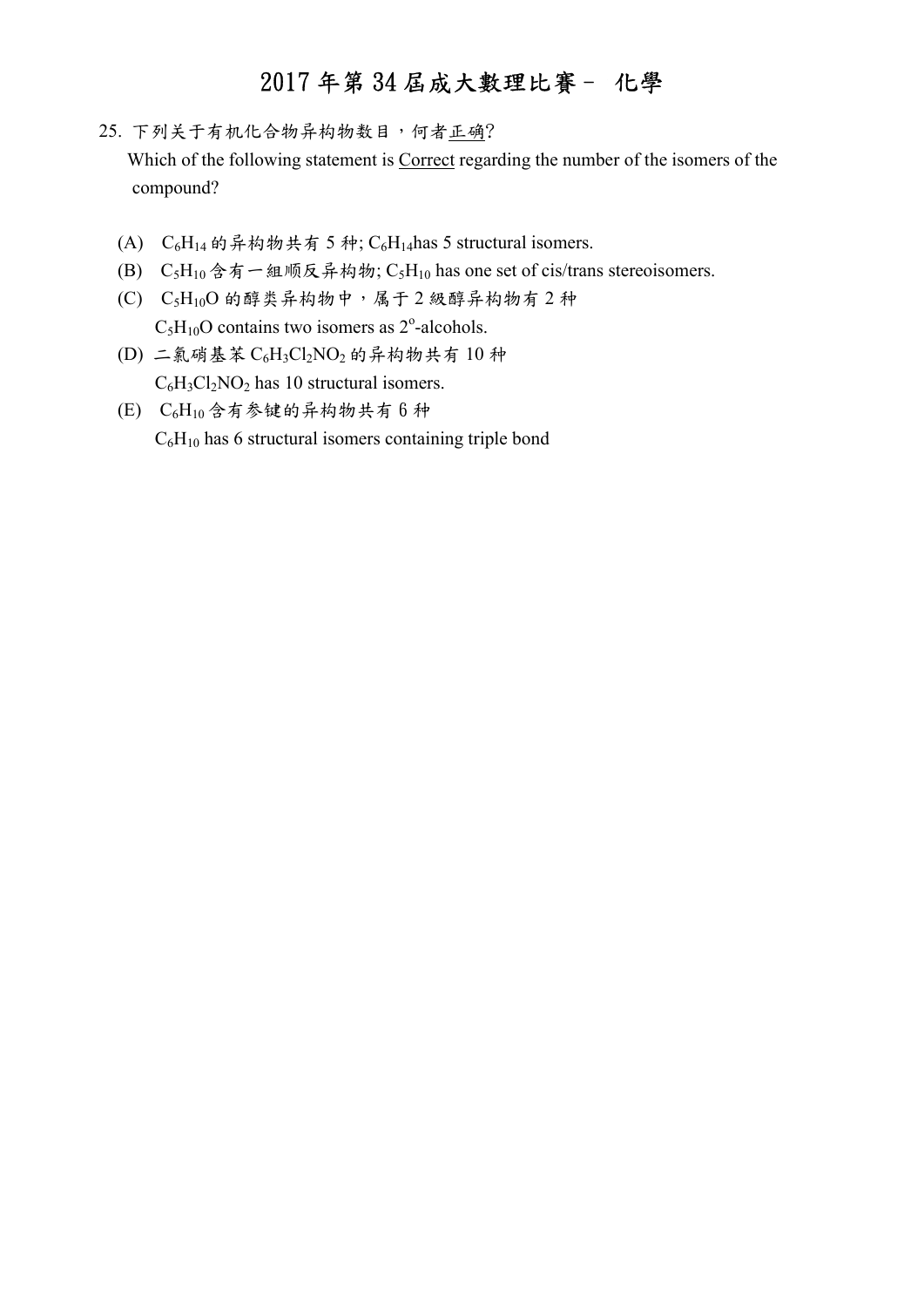# 2017 年第 34 屆成大數理比賽－ 化學

25. 下列关于有机化合物异构物数目，何者<u>正确</u>?

Which of the following statement is <u>Correct</u> regarding the number of the isomers of the compound?

(A) $C_6H_{14}$ 的异构物共有 5 种; $C_6H_{14}$has 5 structural isomers.

(B) $C_5H_{10}$ 含有一組顺反异构物; $C_5H_{10}$ has one set of cis/trans stereoisomers.

(C) $C_5H_{10}O$ 的醇类异构物中，属于 2 級醇异构物有 2 种

$C_5H_{10}O$ contains two isomers as $2^o$-alcohols.

(D) 二氯硝基苯 $C_6H_3Cl_2NO_2$ 的异构物共有 10 种

$C_6H_3Cl_2NO_2$ has 10 structural isomers.

(E) $C_6H_{10}$ 含有参键的异构物共有 6 种

$C_6H_{10}$ has 6 structural isomers containing triple bond